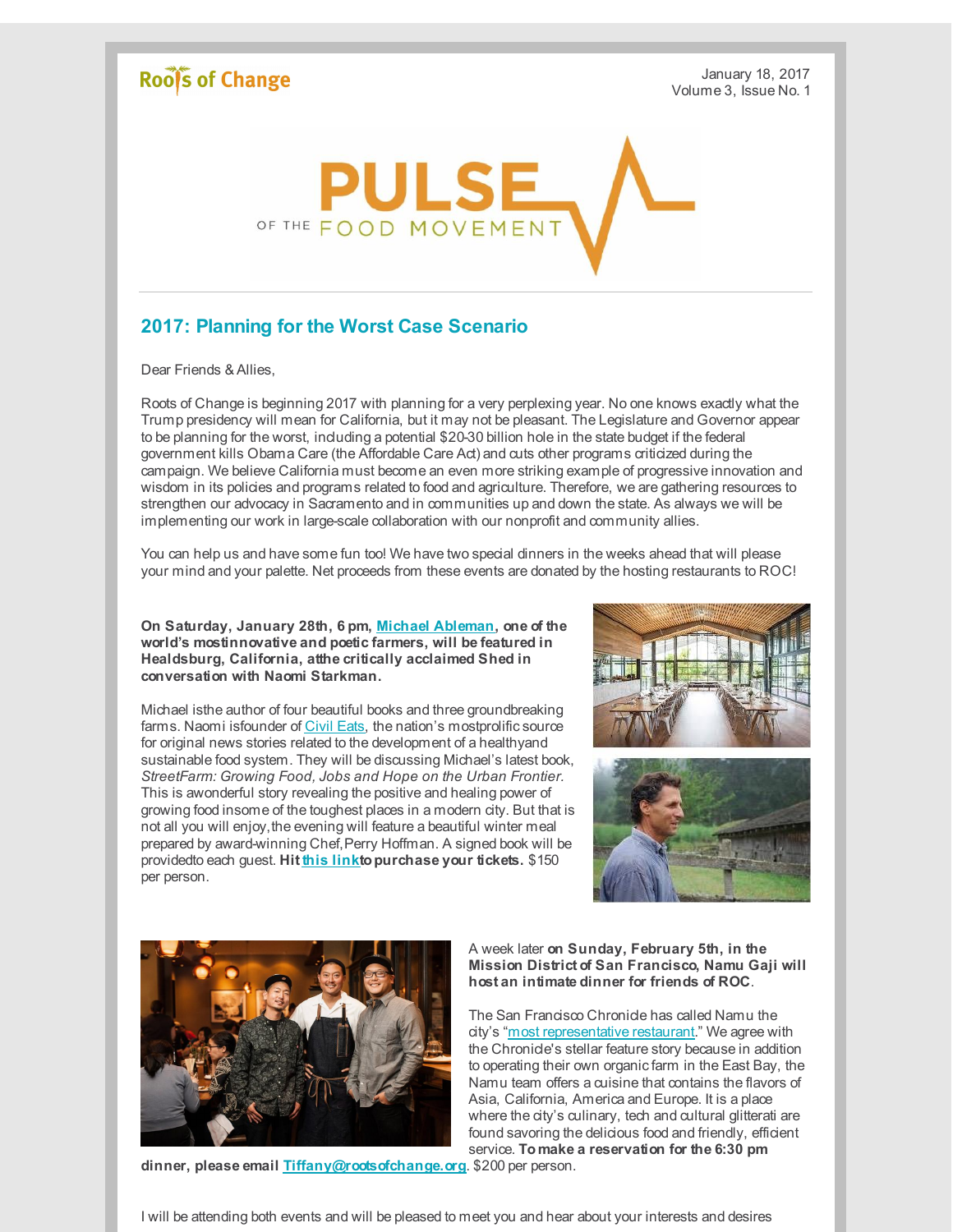Roots of Change

January 18, 2017
Volume 3, Issue No. 1

PULSE OF THE FOOD MOVEMENT

## 2017: Planning for the Worst Case Scenario

Dear Friends & Allies,

Roots of Change is beginning 2017 with planning for a very perplexing year. No one knows exactly what the Trump presidency will mean for California, but it may not be pleasant. The Legislature and Governor appear to be planning for the worst, including a potential $20-30 billion hole in the state budget if the federal government kills Obama Care (the Affordable Care Act) and cuts other programs criticized during the campaign. We believe California must become an even more striking example of progressive innovation and wisdom in its policies and programs related to food and agriculture. Therefore, we are gathering resources to strengthen our advocacy in Sacramento and in communities up and down the state. As always we will be implementing our work in large-scale collaboration with our nonprofit and community allies.

You can help us and have some fun too! We have two special dinners in the weeks ahead that will please your mind and your palette. Net proceeds from these events are donated by the hosting restaurants to ROC!

**On Saturday, January 28th, 6 pm, Michael Ableman, one of the world's most innovative and poetic farmers, will be featured in Healdsburg, California, at the critically acclaimed Shed in conversation with Naomi Starkman.**

Michael is the author of four beautiful books and three groundbreaking farms. Naomi is founder of Civil Eats, the nation's most prolific source for original news stories related to the development of a healthy and sustainable food system. They will be discussing Michael's latest book, *StreetFarm: Growing Food, Jobs and Hope on the Urban Frontier*. This is a wonderful story revealing the positive and healing power of growing food in some of the toughest places in a modern city. But that is not all you will enjoy, the evening will feature a beautiful winter meal prepared by award-winning Chef, Perry Hoffman. A signed book will be provided to each guest. **Hit this link to purchase your tickets.** $150 per person.

A week later **on Sunday, February 5th, in the Mission District of San Francisco, Namu Gaji will host an intimate dinner for friends of ROC**.

The San Francisco Chronicle has called Namu the city's "most representative restaurant." We agree with the Chronicle's stellar feature story because in addition to operating their own organic farm in the East Bay, the Namu team offers a cuisine that contains the flavors of Asia, California, America and Europe. It is a place where the city's culinary, tech and cultural glitterati are found savoring the delicious food and friendly, efficient service. **To make a reservation for the 6:30 pm dinner, please email Tiffany@rootsofchange.org**. $200 per person.

I will be attending both events and will be pleased to meet you and hear about your interests and desires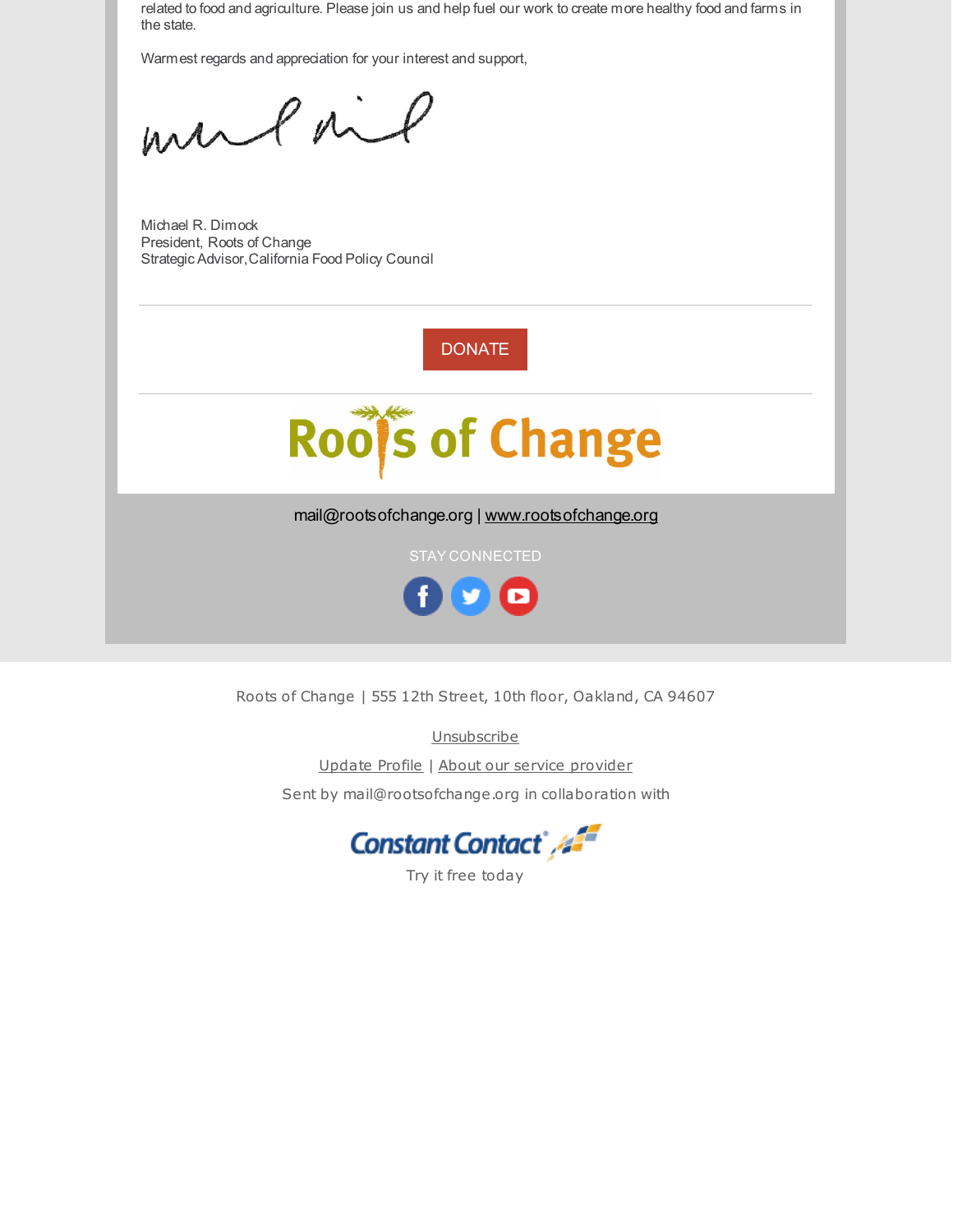related to food and agriculture. Please join us and help fuel our work to create more healthy food and farms in the state.

Warmest regards and appreciation for your interest and support,

Michael R. Dimock
President, Roots of Change
Strategic Advisor, California Food Policy Council

---

DONATE

---

Roots of Change

mail@rootsofchange.org | www.rootsofchange.org

STAY CONNECTED

Roots of Change | 555 12th Street, 10th floor, Oakland, CA 94607

Unsubscribe

Update Profile | About our service provider

Sent by mail@rootsofchange.org in collaboration with

Constant Contact

Try it free today